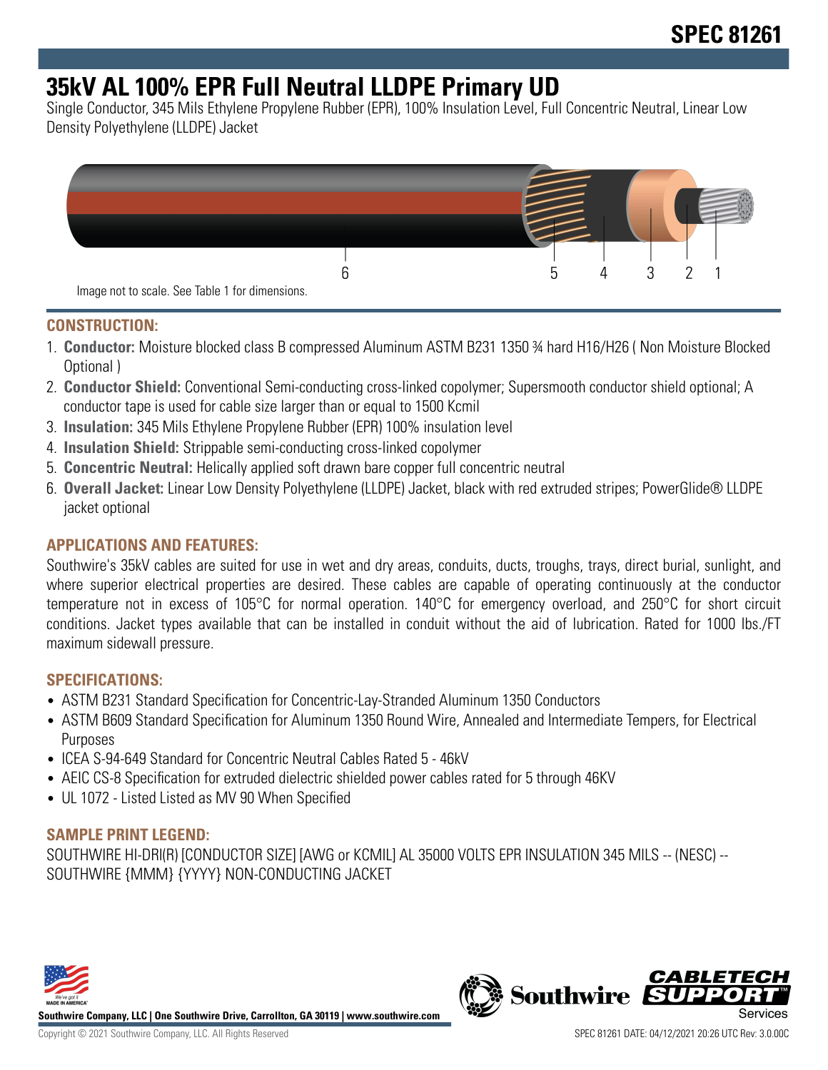# SPEC 81261

# 35kV AL 100% EPR Full Neutral LLDPE Primary UD

Single Conductor, 345 Mils Ethylene Propylene Rubber (EPR), 100% Insulation Level, Full Concentric Neutral, Linear Low Density Polyethylene (LLDPE) Jacket

Image not to scale. See Table 1 for dimensions.

## CONSTRUCTION:

1. **Conductor:** Moisture blocked class B compressed Aluminum ASTM B231 1350 ¾ hard H16/H26 ( Non Moisture Blocked Optional )
2. **Conductor Shield:** Conventional Semi-conducting cross-linked copolymer; Supersmooth conductor shield optional; A conductor tape is used for cable size larger than or equal to 1500 Kcmil
3. **Insulation:** 345 Mils Ethylene Propylene Rubber (EPR) 100% insulation level
4. **Insulation Shield:** Strippable semi-conducting cross-linked copolymer
5. **Concentric Neutral:** Helically applied soft drawn bare copper full concentric neutral
6. **Overall Jacket:** Linear Low Density Polyethylene (LLDPE) Jacket, black with red extruded stripes; PowerGlide® LLDPE jacket optional

## APPLICATIONS AND FEATURES:

Southwire's 35kV cables are suited for use in wet and dry areas, conduits, ducts, troughs, trays, direct burial, sunlight, and where superior electrical properties are desired. These cables are capable of operating continuously at the conductor temperature not in excess of 105°C for normal operation. 140°C for emergency overload, and 250°C for short circuit conditions. Jacket types available that can be installed in conduit without the aid of lubrication. Rated for 1000 lbs./FT maximum sidewall pressure.

## SPECIFICATIONS:

- ASTM B231 Standard Specification for Concentric-Lay-Stranded Aluminum 1350 Conductors
- ASTM B609 Standard Specification for Aluminum 1350 Round Wire, Annealed and Intermediate Tempers, for Electrical Purposes
- ICEA S-94-649 Standard for Concentric Neutral Cables Rated 5 - 46kV
- AEIC CS-8 Specification for extruded dielectric shielded power cables rated for 5 through 46KV
- UL 1072 - Listed Listed as MV 90 When Specified

## SAMPLE PRINT LEGEND:

SOUTHWIRE HI-DRI(R) [CONDUCTOR SIZE] [AWG or KCMIL] AL 35000 VOLTS EPR INSULATION 345 MILS -- (NESC) -- SOUTHWIRE {MMM} {YYYY} NON-CONDUCTING JACKET

**Southwire Company, LLC | One Southwire Drive, Carrollton, GA 30119 | www.southwire.com**

Copyright © 2021 Southwire Company, LLC. All Rights Reserved

SPEC 81261 DATE: 04/12/2021 20:26 UTC Rev: 3.0.00C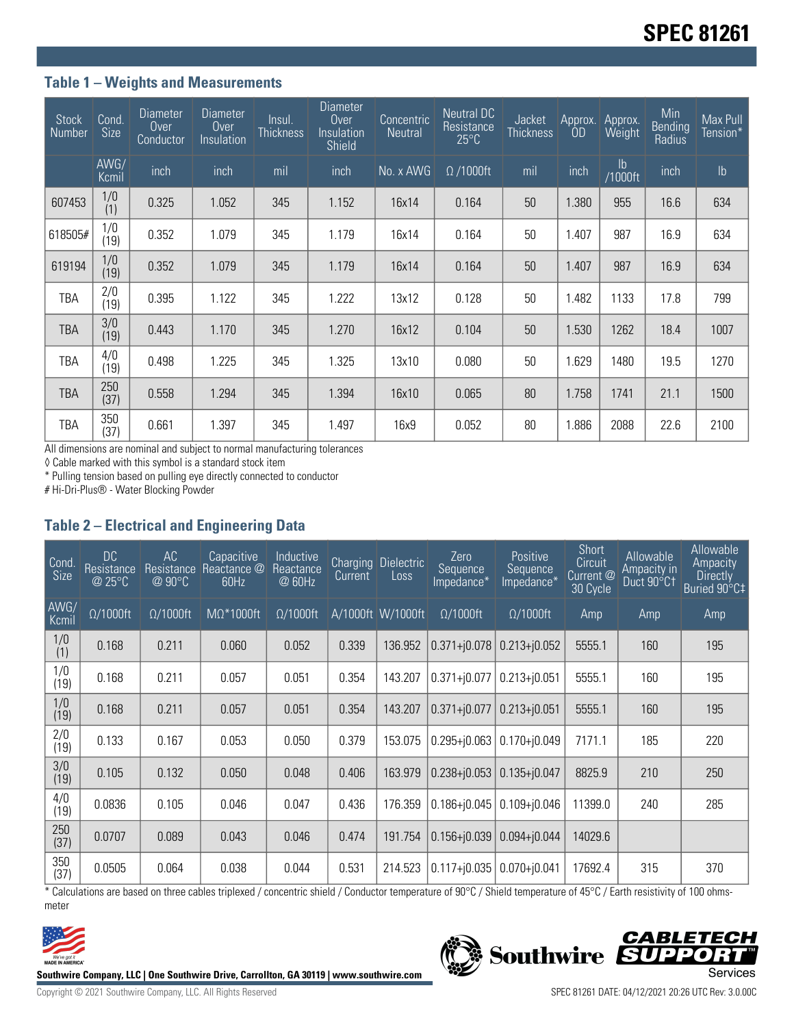## Table 1 – Weights and Measurements

| Stock Number | Cond. Size | Diameter Over Conductor | Diameter Over Insulation | Insul. Thickness | Diameter Over Insulation Shield | Concentric Neutral | Neutral DC Resistance 25°C | Jacket Thickness | Approx. OD | Approx. Weight | Min Bending Radius | Max Pull Tension* |
|---|---|---|---|---|---|---|---|---|---|---|---|---|
| | AWG/ Kcmil | inch | inch | mil | inch | No. x AWG | Ω /1000ft | mil | inch | lb /1000ft | inch | lb |
| 607453 | 1/0 (1) | 0.325 | 1.052 | 345 | 1.152 | 16x14 | 0.164 | 50 | 1.380 | 955 | 16.6 | 634 |
| 618505# | 1/0 (19) | 0.352 | 1.079 | 345 | 1.179 | 16x14 | 0.164 | 50 | 1.407 | 987 | 16.9 | 634 |
| 619194 | 1/0 (19) | 0.352 | 1.079 | 345 | 1.179 | 16x14 | 0.164 | 50 | 1.407 | 987 | 16.9 | 634 |
| TBA | 2/0 (19) | 0.395 | 1.122 | 345 | 1.222 | 13x12 | 0.128 | 50 | 1.482 | 1133 | 17.8 | 799 |
| TBA | 3/0 (19) | 0.443 | 1.170 | 345 | 1.270 | 16x12 | 0.104 | 50 | 1.530 | 1262 | 18.4 | 1007 |
| TBA | 4/0 (19) | 0.498 | 1.225 | 345 | 1.325 | 13x10 | 0.080 | 50 | 1.629 | 1480 | 19.5 | 1270 |
| TBA | 250 (37) | 0.558 | 1.294 | 345 | 1.394 | 16x10 | 0.065 | 80 | 1.758 | 1741 | 21.1 | 1500 |
| TBA | 350 (37) | 0.661 | 1.397 | 345 | 1.497 | 16x9 | 0.052 | 80 | 1.886 | 2088 | 22.6 | 2100 |

All dimensions are nominal and subject to normal manufacturing tolerances

◊ Cable marked with this symbol is a standard stock item

* Pulling tension based on pulling eye directly connected to conductor

# Hi-Dri-Plus® - Water Blocking Powder

## Table 2 – Electrical and Engineering Data

| Cond. Size | DC Resistance @ 25°C | AC Resistance @ 90°C | Capacitive Reactance @ 60Hz | Inductive Reactance @ 60Hz | Charging Current | Dielectric Loss | Zero Sequence Impedance* | Positive Sequence Impedance* | Short Circuit Current @ 30 Cycle | Allowable Ampacity in Duct 90°C† | Allowable Ampacity Directly Buried 90°C‡ |
|---|---|---|---|---|---|---|---|---|---|---|---|
| AWG/ Kcmil | Ω/1000ft | Ω/1000ft | MΩ*1000ft | Ω/1000ft | A/1000ft | W/1000ft | Ω/1000ft | Ω/1000ft | Amp | Amp | Amp |
| 1/0 (1) | 0.168 | 0.211 | 0.060 | 0.052 | 0.339 | 136.952 | 0.371+j0.078 | 0.213+j0.052 | 5555.1 | 160 | 195 |
| 1/0 (19) | 0.168 | 0.211 | 0.057 | 0.051 | 0.354 | 143.207 | 0.371+j0.077 | 0.213+j0.051 | 5555.1 | 160 | 195 |
| 1/0 (19) | 0.168 | 0.211 | 0.057 | 0.051 | 0.354 | 143.207 | 0.371+j0.077 | 0.213+j0.051 | 5555.1 | 160 | 195 |
| 2/0 (19) | 0.133 | 0.167 | 0.053 | 0.050 | 0.379 | 153.075 | 0.295+j0.063 | 0.170+j0.049 | 7171.1 | 185 | 220 |
| 3/0 (19) | 0.105 | 0.132 | 0.050 | 0.048 | 0.406 | 163.979 | 0.238+j0.053 | 0.135+j0.047 | 8825.9 | 210 | 250 |
| 4/0 (19) | 0.0836 | 0.105 | 0.046 | 0.047 | 0.436 | 176.359 | 0.186+j0.045 | 0.109+j0.046 | 11399.0 | 240 | 285 |
| 250 (37) | 0.0707 | 0.089 | 0.043 | 0.046 | 0.474 | 191.754 | 0.156+j0.039 | 0.094+j0.044 | 14029.6 | | |
| 350 (37) | 0.0505 | 0.064 | 0.038 | 0.044 | 0.531 | 214.523 | 0.117+j0.035 | 0.070+j0.041 | 17692.4 | 315 | 370 |

* Calculations are based on three cables triplexed / concentric shield / Conductor temperature of 90°C / Shield temperature of 45°C / Earth resistivity of 100 ohms-meter

Southwire Company, LLC | One Southwire Drive, Carrollton, GA 30119 | www.southwire.com

Copyright © 2021 Southwire Company, LLC. All Rights Reserved

SPEC 81261 DATE: 04/12/2021 20:26 UTC Rev: 3.0.00C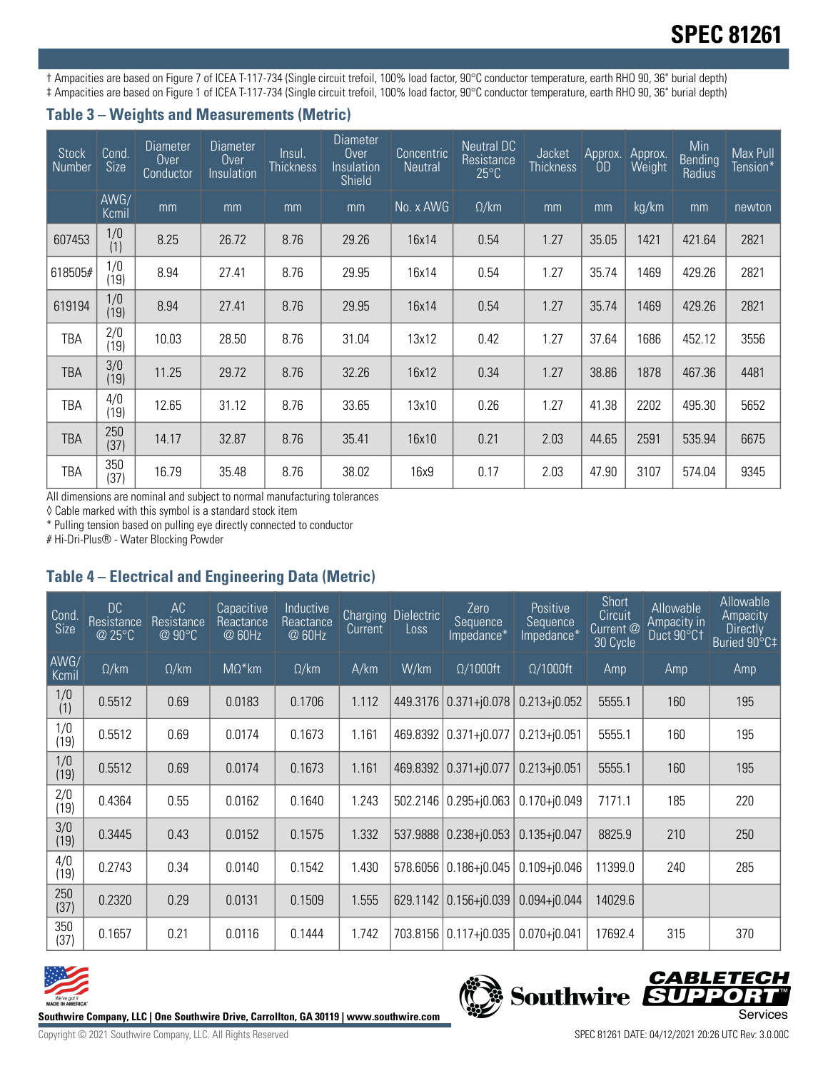# SPEC 81261

† Ampacities are based on Figure 7 of ICEA T-117-734 (Single circuit trefoil, 100% load factor, 90°C conductor temperature, earth RHO 90, 36" burial depth)
‡ Ampacities are based on Figure 1 of ICEA T-117-734 (Single circuit trefoil, 100% load factor, 90°C conductor temperature, earth RHO 90, 36" burial depth)

## Table 3 – Weights and Measurements (Metric)

| Stock Number | Cond. Size | Diameter Over Conductor | Diameter Over Insulation | Insul. Thickness | Diameter Over Insulation Shield | Concentric Neutral | Neutral DC Resistance 25°C | Jacket Thickness | Approx. OD | Approx. Weight | Min Bending Radius | Max Pull Tension* |
|---|---|---|---|---|---|---|---|---|---|---|---|---|
| | AWG/ Kcmil | mm | mm | mm | mm | No. x AWG | Ω/km | mm | mm | kg/km | mm | newton |
| 607453 | 1/0 (1) | 8.25 | 26.72 | 8.76 | 29.26 | 16x14 | 0.54 | 1.27 | 35.05 | 1421 | 421.64 | 2821 |
| 618505# | 1/0 (19) | 8.94 | 27.41 | 8.76 | 29.95 | 16x14 | 0.54 | 1.27 | 35.74 | 1469 | 429.26 | 2821 |
| 619194 | 1/0 (19) | 8.94 | 27.41 | 8.76 | 29.95 | 16x14 | 0.54 | 1.27 | 35.74 | 1469 | 429.26 | 2821 |
| TBA | 2/0 (19) | 10.03 | 28.50 | 8.76 | 31.04 | 13x12 | 0.42 | 1.27 | 37.64 | 1686 | 452.12 | 3556 |
| TBA | 3/0 (19) | 11.25 | 29.72 | 8.76 | 32.26 | 16x12 | 0.34 | 1.27 | 38.86 | 1878 | 467.36 | 4481 |
| TBA | 4/0 (19) | 12.65 | 31.12 | 8.76 | 33.65 | 13x10 | 0.26 | 1.27 | 41.38 | 2202 | 495.30 | 5652 |
| TBA | 250 (37) | 14.17 | 32.87 | 8.76 | 35.41 | 16x10 | 0.21 | 2.03 | 44.65 | 2591 | 535.94 | 6675 |
| TBA | 350 (37) | 16.79 | 35.48 | 8.76 | 38.02 | 16x9 | 0.17 | 2.03 | 47.90 | 3107 | 574.04 | 9345 |

All dimensions are nominal and subject to normal manufacturing tolerances
◊ Cable marked with this symbol is a standard stock item
* Pulling tension based on pulling eye directly connected to conductor
# Hi-Dri-Plus® - Water Blocking Powder

## Table 4 – Electrical and Engineering Data (Metric)

| Cond. Size | DC Resistance @ 25°C | AC Resistance @ 90°C | Capacitive Reactance @ 60Hz | Inductive Reactance @ 60Hz | Charging Current | Dielectric Loss | Zero Sequence Impedance* | Positive Sequence Impedance* | Short Circuit Current @ 30 Cycle | Allowable Ampacity in Duct 90°C† | Allowable Ampacity Directly Buried 90°C‡ |
|---|---|---|---|---|---|---|---|---|---|---|---|
| AWG/ Kcmil | Ω/km | Ω/km | MΩ*km | Ω/km | A/km | W/km | Ω/1000ft | Ω/1000ft | Amp | Amp | Amp |
| 1/0 (1) | 0.5512 | 0.69 | 0.0183 | 0.1706 | 1.112 | 449.3176 | 0.371+j0.078 | 0.213+j0.052 | 5555.1 | 160 | 195 |
| 1/0 (19) | 0.5512 | 0.69 | 0.0174 | 0.1673 | 1.161 | 469.8392 | 0.371+j0.077 | 0.213+j0.051 | 5555.1 | 160 | 195 |
| 1/0 (19) | 0.5512 | 0.69 | 0.0174 | 0.1673 | 1.161 | 469.8392 | 0.371+j0.077 | 0.213+j0.051 | 5555.1 | 160 | 195 |
| 2/0 (19) | 0.4364 | 0.55 | 0.0162 | 0.1640 | 1.243 | 502.2146 | 0.295+j0.063 | 0.170+j0.049 | 7171.1 | 185 | 220 |
| 3/0 (19) | 0.3445 | 0.43 | 0.0152 | 0.1575 | 1.332 | 537.9888 | 0.238+j0.053 | 0.135+j0.047 | 8825.9 | 210 | 250 |
| 4/0 (19) | 0.2743 | 0.34 | 0.0140 | 0.1542 | 1.430 | 578.6056 | 0.186+j0.045 | 0.109+j0.046 | 11399.0 | 240 | 285 |
| 250 (37) | 0.2320 | 0.29 | 0.0131 | 0.1509 | 1.555 | 629.1142 | 0.156+j0.039 | 0.094+j0.044 | 14029.6 | | |
| 350 (37) | 0.1657 | 0.21 | 0.0116 | 0.1444 | 1.742 | 703.8156 | 0.117+j0.035 | 0.070+j0.041 | 17692.4 | 315 | 370 |

Southwire Company, LLC | One Southwire Drive, Carrollton, GA 30119 | www.southwire.com

Copyright © 2021 Southwire Company, LLC. All Rights Reserved

SPEC 81261 DATE: 04/12/2021 20:26 UTC Rev: 3.0.00C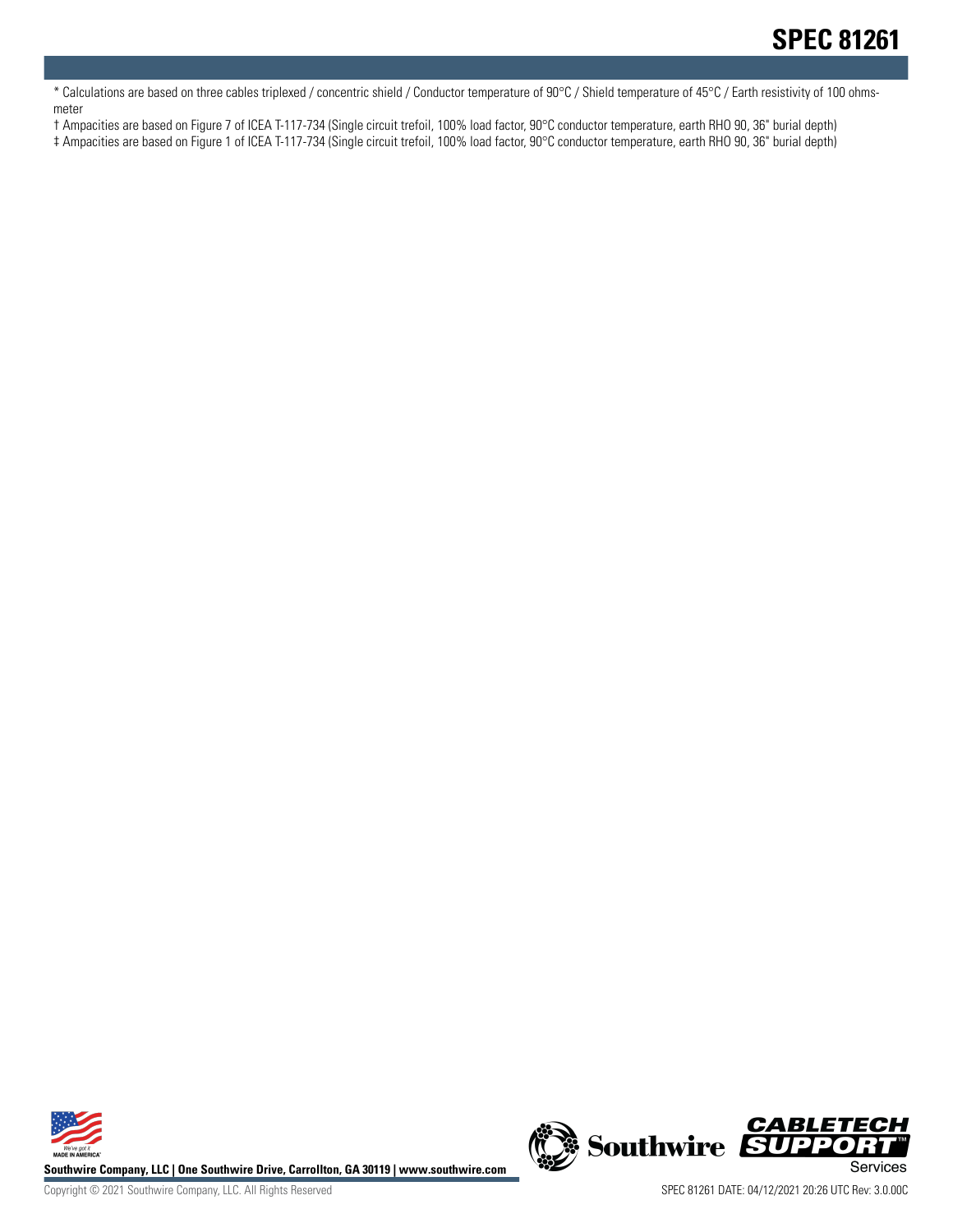* Calculations are based on three cables triplexed / concentric shield / Conductor temperature of 90°C / Shield temperature of 45°C / Earth resistivity of 100 ohms-meter

† Ampacities are based on Figure 7 of ICEA T-117-734 (Single circuit trefoil, 100% load factor, 90°C conductor temperature, earth RHO 90, 36" burial depth)

‡ Ampacities are based on Figure 1 of ICEA T-117-734 (Single circuit trefoil, 100% load factor, 90°C conductor temperature, earth RHO 90, 36" burial depth)